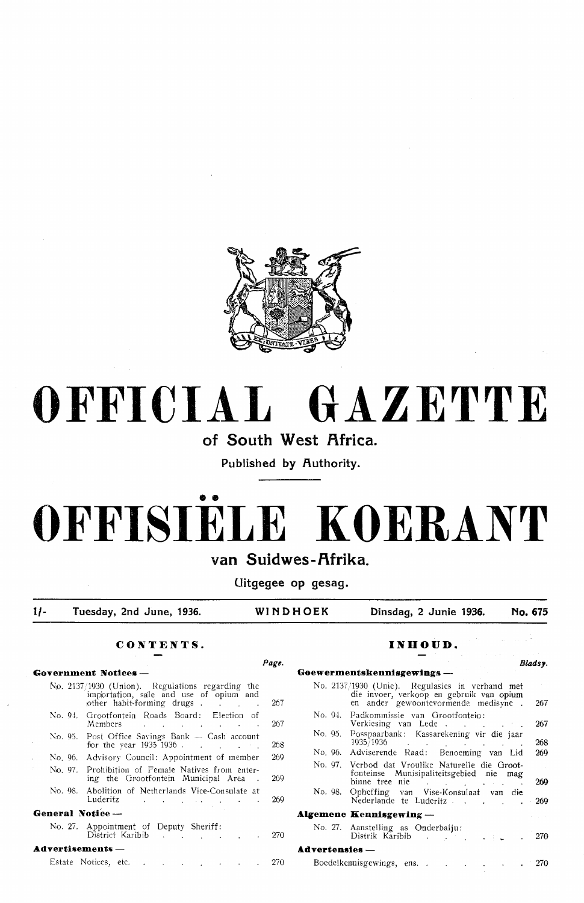# OFFICIAL GAZETTE

## of South West Africa.

Published by Authority.

# OFFISIËLE KOERANT

## van Suidwes-Afrika.

Uitgegee op gesag.

| 1/- | Tuesday, 2nd June, 1936. | WINDHOEK | Dinsdag, 2 Junie 1936. | No. 675 |
|---|---|---|---|---|

### CONTENTS.

| | Page. |
|---|---|
| **Government Notices —** | |
| No. 2137/1930 (Union). Regulations regarding the importation, sale and use of opium and other habit-forming drugs | 267 |
| No. 94. Grootfontein Roads Board: Election of Members | 267 |
| No. 95. Post Office Savings Bank — Cash account for the year 1935/1936 | 268 |
| No. 96. Advisory Council: Appointment of member | 269 |
| No. 97. Prohibition of Female Natives from entering the Grootfontein Municipal Area | 269 |
| No. 98. Abolition of Netherlands Vice-Consulate at Luderitz | 269 |
| **General Notice —** | |
| No. 27. Appointment of Deputy Sheriff: District Karibib | 270 |
| **Advertisements —** | |
| Estate Notices, etc. | 270 |

### INHOUD.

| | Bladsy. |
|---|---|
| **Goewermentskennisgewings —** | |
| No. 2137/1930 (Unie). Regulasies in verband met die invoer, verkoop en gebruik van opium en ander gewoontevormende medisyne | 267 |
| No. 94. Padkommissie van Grootfontein: Verkiesing van Lede | 267 |
| No. 95. Posspaarbank: Kassarekening vir die jaar 1935/1936 | 268 |
| No. 96. Adviserende Raad: Benoeming van Lid | 269 |
| No. 97. Verbod dat Vroulike Naturelle die Grootfonteinse Munisipaliteitsgebied nie mag binne tree nie | 269 |
| No. 98. Opheffing van Vise-Konsulaat van die Nederlande te Luderitz | 269 |
| **Algemene Kennisgewing —** | |
| No. 27. Aanstelling as Onderbalju: Distrik Karibib | 270 |
| **Advertensies —** | |
| Boedelkennisgewings, ens. | 270 |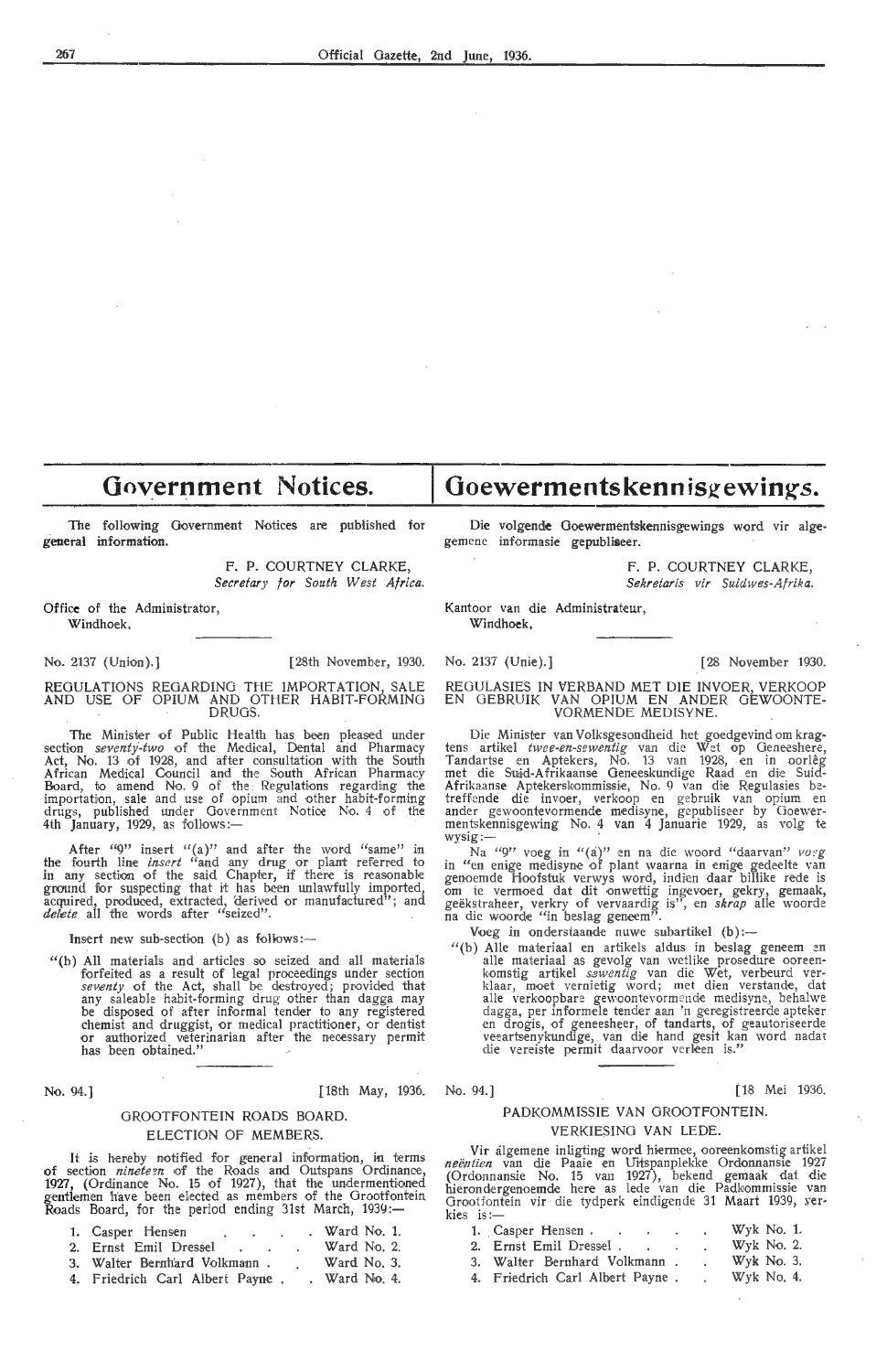# Government Notices.

The following Government Notices are published for general information.

F. P. COURTNEY CLARKE,
*Secretary for South West Africa.*

Office of the Administrator,
Windhoek.

---

No. 2137 (Union).] [28th November, 1930.

## REGULATIONS REGARDING THE IMPORTATION, SALE AND USE OF OPIUM AND OTHER HABIT-FORMING DRUGS.

The Minister of Public Health has been pleased under section *seventy-two* of the Medical, Dental and Pharmacy Act, No. 13 of 1928, and after consultation with the South African Medical Council and the South African Pharmacy Board, to amend No. 9 of the Regulations regarding the importation, sale and use of opium and other habit-forming drugs, published under Government Notice No. 4 of the 4th January, 1929, as follows:—

After "9" insert "(a)" and after the word "same" in the fourth line *insert* "and any drug or plant referred to in any section of the said Chapter, if there is reasonable ground for suspecting that it has been unlawfully imported, acquired, produced, extracted, derived or manufactured"; and *delete* all the words after "seized".

Insert new sub-section (b) as follows:—

"(b) All materials and articles so seized and all materials forfeited as a result of legal proceedings under section *seventy* of the Act, shall be destroyed; provided that any saleable habit-forming drug other than dagga may be disposed of after informal tender to any registered chemist and druggist, or medical practitioner, or dentist or authorized veterinarian after the necessary permit has been obtained."

---

No. 94.] [18th May, 1936.

## GROOTFONTEIN ROADS BOARD.

### ELECTION OF MEMBERS.

It is hereby notified for general information, in terms of section *nineteen* of the Roads and Outspans Ordinance, 1927, (Ordinance No. 15 of 1927), that the undermentioned gentlemen have been elected as members of the Grootfontein Roads Board, for the period ending 31st March, 1939:—

1. Casper Hensen . . . . . Ward No. 1.
2. Ernst Emil Dressel . . . . Ward No. 2.
3. Walter Bernhard Volkmann . . Ward No. 3.
4. Friedrich Carl Albert Payne . . Ward No. 4.

# Goewermentskennisgewings.

Die volgende Goewermentskennisgewings word vir algemene informasie gepubliseer.

F. P. COURTNEY CLARKE,
*Sekretaris vir Suidwes-Afrika.*

Kantoor van die Administrateur,
Windhoek,

---

No. 2137 (Unie).] [28 November 1930.

## REGULASIES IN VERBAND MET DIE INVOER, VERKOOP EN GEBRUIK VAN OPIUM EN ANDER GEWOONTEVORMENDE MEDISYNE.

Die Minister van Volksgesondheid het goedgevind om kragtens artikel *twee-en-sewentig* van die Wet op Geneeshere, Tandartse en Aptekers, No. 13 van 1928, en in oorlêg met die Suid-Afrikaanse Geneeskundige Raad en die Suid-Afrikaanse Aptekerskommissie, No. 9 van die Regulasies betreffende die invoer, verkoop en gebruik van opium en ander gewoontevormende medisyne, gepubliseer by Goewermentskennisgewing No. 4 van 4 Januarie 1929, as volg te wysig:—

Na "9" voeg in "(a)" en na die woord "daarvan" *voeg* in "en enige medisyne of plant waarna in enige gedeelte van genoemde Hoofstuk verwys word, indien daar billike rede is om te vermoed dat dit onwettig ingevoer, gekry, gemaak, geëkstraheer, verkry of vervaardig is", en *skrap* alle woorde na die woorde "in beslag geneem".

Voeg in onderstaande nuwe subartikel (b):—

"(b) Alle materiaal en artikels aldus in beslag geneem en alle materiaal as gevolg van wetlike prosedure ooreenkomstig artikel *sewentig* van die Wet, verbeurd verklaar, moet vernietig word; met dien verstande, dat alle verkoopbare gewoontevormende medisyne, behalwe dagga, per informele tender aan 'n geregistreerde apteker en drogis, of geneesheer, of tandarts, of geautoriseerde veeartsenykundige, van die hand gesit kan word nadat die vereiste permit daarvoor verleen is."

---

No. 94.] [18 Mei 1936.

## PADKOMMISSIE VAN GROOTFONTEIN.

### VERKIESING VAN LEDE.

Vir algemene inligting word hiermee, ooreenkomstig artikel *neëntien* van die Paaie en Uitspanplekke Ordonnansie 1927 (Ordonnansie No. 15 van 1927), bekend gemaak dat die hierondergenoemde here as lede van die Padkommissie van Grootfontein vir die tydperk eindigende 31 Maart 1939, verkies is:—

1. Casper Hensen . . . . . Wyk No. 1.
2. Ernst Emil Dressel . . . . Wyk No. 2.
3. Walter Bernhard Volkmann . . Wyk No. 3.
4. Friedrich Carl Albert Payne . . Wyk No. 4.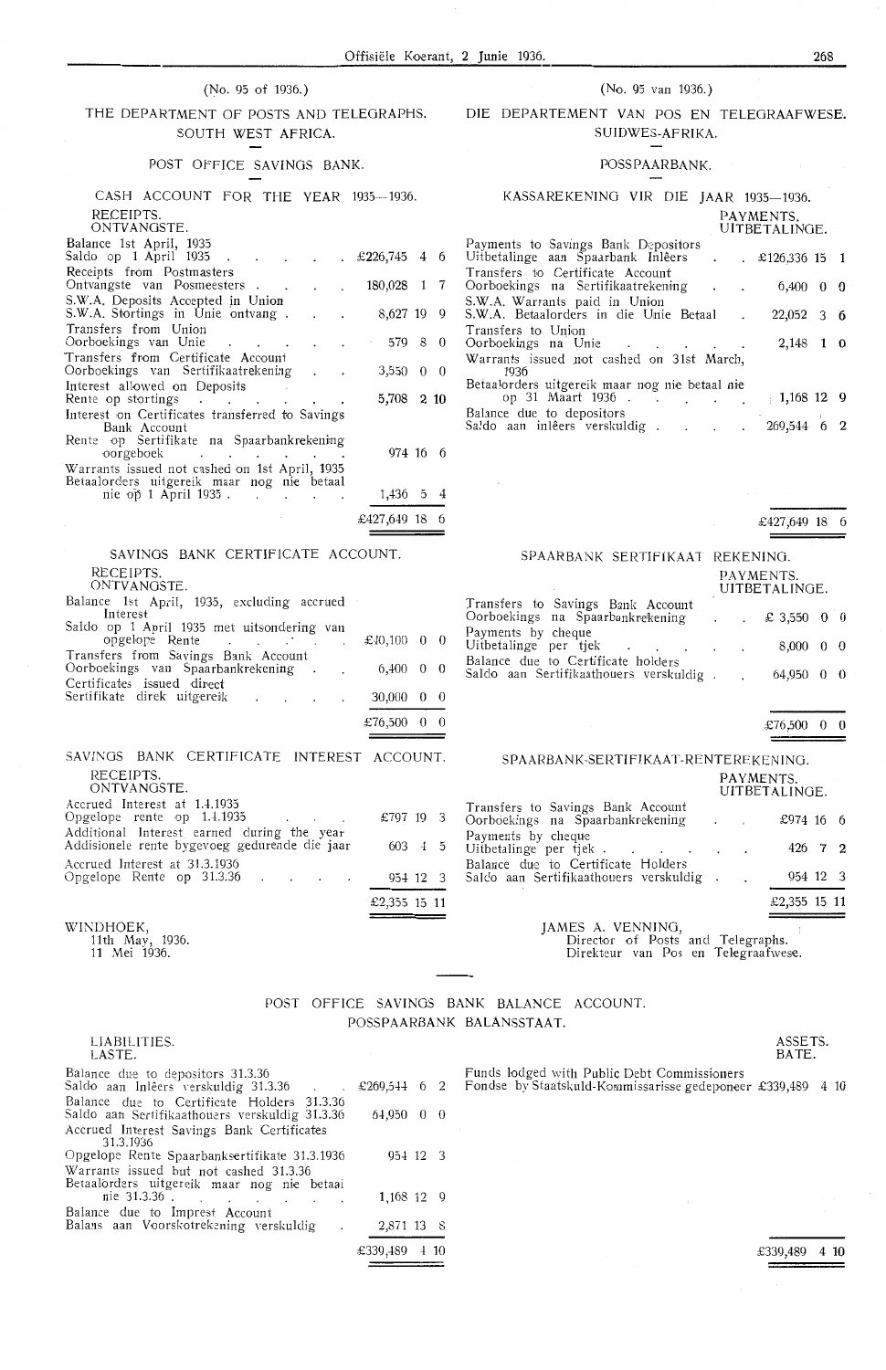(No. 95 of 1936.)

# THE DEPARTMENT OF POSTS AND TELEGRAPHS. SOUTH WEST AFRICA.

## POST OFFICE SAVINGS BANK.

(No. 95 van 1936.)

# DIE DEPARTEMENT VAN POS EN TELEGRAAFWESE. SUIDWES-AFRIKA.

## POSSPAARBANK.

### CASH ACCOUNT FOR THE YEAR 1935—1936. / KASSAREKENING VIR DIE JAAR 1935—1936.

| RECEIPTS. ONTVANGSTE. | | PAYMENTS. UITBETALINGE. | |
|---|---|---|---|
| Balance 1st April, 1935 / Saldo op 1 April 1935 | £226,745 4 6 | Payments to Savings Bank Depositors / Uitbetalinge aan Spaarbank Inlêers | £126,336 15 1 |
| Receipts from Postmasters / Ontvangste van Posmeesters | 180,028 1 7 | Transfers to Certificate Account / Oorboekings na Sertifikaatrekening | 6,400 0 0 |
| S.W.A. Deposits Accepted in Union / S.W.A. Stortings in Unie ontvang | 8,627 19 9 | S.W.A. Warrants paid in Union / S.W.A. Betaalorders in die Unie Betaal | 22,052 3 6 |
| Transfers from Union / Oorboekings van Unie | 579 8 0 | Transfers to Union / Oorboekings na Unie | 2,148 1 0 |
| Transfers from Certificate Account / Oorboekings van Sertifikaatrekening | 3,550 0 0 | Warrants issued not cashed on 31st March, 1936 / Betaalorders uitgereik maar nog nie betaal nie op 31 Maart 1936 | 1,168 12 9 |
| Interest allowed on Deposits / Rente op stortings | 5,708 2 10 | Balance due to depositors / Saldo aan inlêers verskuldig | 269,544 6 2 |
| Interest on Certificates transferred to Savings Bank Account / Rente op Sertifikate na Spaarbankrekening oorgeboek | 974 16 6 | | |
| Warrants issued not cashed on 1st April, 1935 / Betaalorders uitgereik maar nog nie betaal nie op 1 April 1935 | 1,436 5 4 | | |
| | £427,649 18 6 | | £427,649 18 6 |

### SAVINGS BANK CERTIFICATE ACCOUNT. / SPAARBANK SERTIFIKAAT REKENING.

| RECEIPTS. ONTVANGSTE. | | PAYMENTS. UITBETALINGE. | |
|---|---|---|---|
| Balance 1st April, 1935, excluding accrued Interest / Saldo op 1 April 1935 met uitsondering van opgelope Rente | £40,100 0 0 | Transfers to Savings Bank Account / Oorboekings na Spaarbankrekening | £ 3,550 0 0 |
| Transfers from Savings Bank Account / Oorboekings van Spaarbankrekening | 6,400 0 0 | Payments by cheque / Uitbetalinge per tjek | 8,000 0 0 |
| Certificates issued direct / Sertifikate direk uitgereik | 30,000 0 0 | Balance due to Certificate holders / Saldo aan Sertifikaathouers verskuldig | 64,950 0 0 |
| | £76,500 0 0 | | £76,500 0 0 |

### SAVINGS BANK CERTIFICATE INTEREST ACCOUNT. / SPAARBANK-SERTIFIKAAT-RENTEREKENING.

| RECEIPTS. ONTVANGSTE. | | PAYMENTS. UITBETALINGE. | |
|---|---|---|---|
| Accrued Interest at 1.4.1935 / Opgelope rente op 1.4.1935 | £797 19 3 | Transfers to Savings Bank Account / Oorboekings na Spaarbankrekening | £974 16 6 |
| Additional Interest earned during the year / Addisionele rente bygevoeg gedurende die jaar | 603 4 5 | Payments by cheque / Uitbetalinge per tjek | 426 7 2 |
| Accrued Interest at 31.3.1936 / Opgelope Rente op 31.3.36 | 954 12 3 | Balance due to Certificate Holders / Saldo aan Sertifikaathouers verskuldig | 954 12 3 |
| | £2,355 15 11 | | £2,355 15 11 |

WINDHOEK,
11th May, 1936.
11 Mei 1936.

JAMES A. VENNING,
Director of Posts and Telegraphs.
Direkteur van Pos en Telegraafwese.

---

### POST OFFICE SAVINGS BANK BALANCE ACCOUNT. / POSSPAARBANK BALANSSTAAT.

| LIABILITIES. LASTE. | | ASSETS. BATE. | |
|---|---|---|---|
| Balance due to depositors 31.3.36 / Saldo aan Inlêers verskuldig 31.3.36 | £269,544 6 2 | Funds lodged with Public Debt Commissioners / Fondse by Staatskuld-Kommissarisse gedeponeer | £339,489 4 10 |
| Balance due to Certificate Holders 31.3.36 / Saldo aan Sertifikaathouers verskuldig 31.3.36 | 64,950 0 0 | | |
| Accrued Interest Savings Bank Certificates 31.3.1936 / Opgelope Rente Spaarbanksertifikate 31.3.1936 | 954 12 3 | | |
| Warrants issued but not cashed 31.3.36 / Betaalorders uitgereik maar nog nie betaal nie 31.3.36 | 1,168 12 9 | | |
| Balance due to Imprest Account / Balans aan Voorskotrekening verskuldig | 2,871 13 8 | | |
| | £339,489 4 10 | | £339,489 4 10 |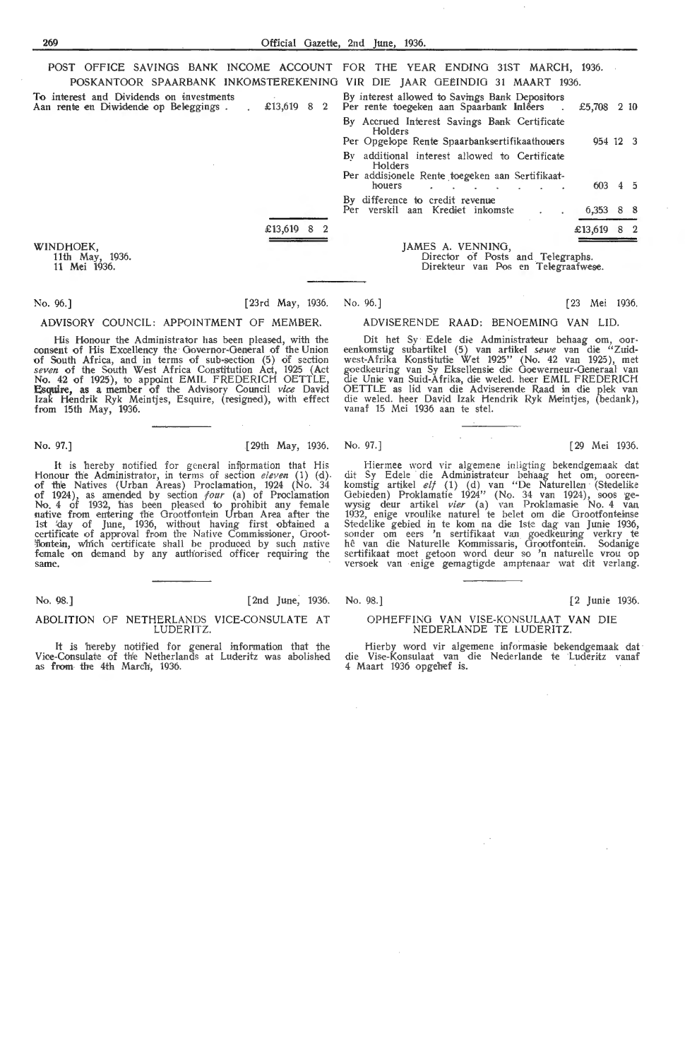POST OFFICE SAVINGS BANK INCOME ACCOUNT FOR THE YEAR ENDING 31ST MARCH, 1936.
POSKANTOOR SPAARBANK INKOMSTEREKENING VIR DIE JAAR GEËINDIG 31 MAART 1936.

| | | | |
|---|---|---|---|
| To interest and Dividends on investments<br>Aan rente en Diwidende op Beleggings | £13,619 8 2 | By interest allowed to Savings Bank Depositors<br>Per rente toegeken aan Spaarbank Inleers | £5,708 2 10 |
| | | By Accrued Interest Savings Bank Certificate Holders<br>Per Opgelope Rente Spaarbanksertifikaathouers | 954 12 3 |
| | | By additional interest allowed to Certificate Holders<br>Per addisionele Rente toegeken aan Sertifikaathouers | 603 4 5 |
| | | By difference to credit revenue<br>Per verskil aan Krediet inkomste | 6,353 8 8 |
| | £13,619 8 2 | | £13,619 8 2 |

WINDHOEK,
11th May, 1936.
11 Mei 1936.

JAMES A. VENNING,
Director of Posts and Telegraphs.
Direkteur van Pos en Telegraafwese.

No. 96.] [23rd May, 1936.

## ADVISORY COUNCIL: APPOINTMENT OF MEMBER.

His Honour the Administrator has been pleased, with the consent of His Excellency the Governor-General of the Union of South Africa, and in terms of sub-section (5) of section *seven* of the South West Africa Constitution Act, 1925 (Act No. 42 of 1925), to appoint EMIL FREDERICH OETTLE, Esquire, as a member of the Advisory Council *vice* David Izak Hendrik Ryk Meintjes, Esquire, (resigned), with effect from 15th May, 1936.

No. 96.] [23 Mei 1936.

## ADVISERENDE RAAD: BENOEMING VAN LID.

Dit het Sy Edele die Administrateur behaag om, ooreenkomstig subartikel (5) van artikel *sewe* van die "Zuidwest-Afrika Konstitutie Wet 1925" (No. 42 van 1925), met goedkeuring van Sy Eksellensie die Goewerneur-Generaal van die Unie van Suid-Afrika, die weled. heer EMIL FREDERICH OETTLE as lid van die Adviserende Raad in die plek van die weled. heer David Izak Hendrik Ryk Meintjes, (bedank), vanaf 15 Mei 1936 aan te stel.

No. 97.] [29th May, 1936.

It is hereby notified for general information that His Honour the Administrator, in terms of section *eleven* (1) (d) of the Natives (Urban Areas) Proclamation, 1924 (No. 34 of 1924), as amended by section *four* (a) of Proclamation No. 4 of 1932, has been pleased to prohibit any female native from entering the Grootfontein Urban Area after the 1st day of June, 1936, without having first obtained a certificate of approval from the Native Commissioner, Grootfontein, which certificate shall be produced by such native female on demand by any authorised officer requiring the same.

No. 97.] [29 Mei 1936.

Hiermee word vir algemene inligting bekendgemaak dat dit Sy Edele die Administrateur behaag het om, ooreenkomstig artikel *elf* (1) (d) van "De Naturellen (Stedelike Gebieden) Proklamatie 1924" (No. 34 van 1924), soos gewysig deur artikel *vier* (a) van Proklamasie No. 4 van 1932, enige vroulike naturel te belet om die Grootfonteinse Stedelike gebied in te kom na die 1ste dag van Junie 1936, sonder om eers 'n sertifikaat van goedkeuring verkry te hê van die Naturelle Kommissaris, Grootfontein. Sodanige sertifikaat moet getoon word deur so 'n naturelle vrou op versoek van enige gemagtigde amptenaar wat dit verlang.

No. 98.] [2nd June, 1936.

## ABOLITION OF NETHERLANDS VICE-CONSULATE AT LUDERITZ.

It is hereby notified for general information that the Vice-Consulate of the Netherlands at Luderitz was abolished as from the 4th March, 1936.

No. 98.] [2 Junie 1936.

## OPHEFFING VAN VISE-KONSULAAT VAN DIE NEDERLANDE TE LUDERITZ.

Hierby word vir algemene informasie bekendgemaak dat die Vise-Konsulaat van die Nederlande te Luderitz vanaf 4 Maart 1936 opgehef is.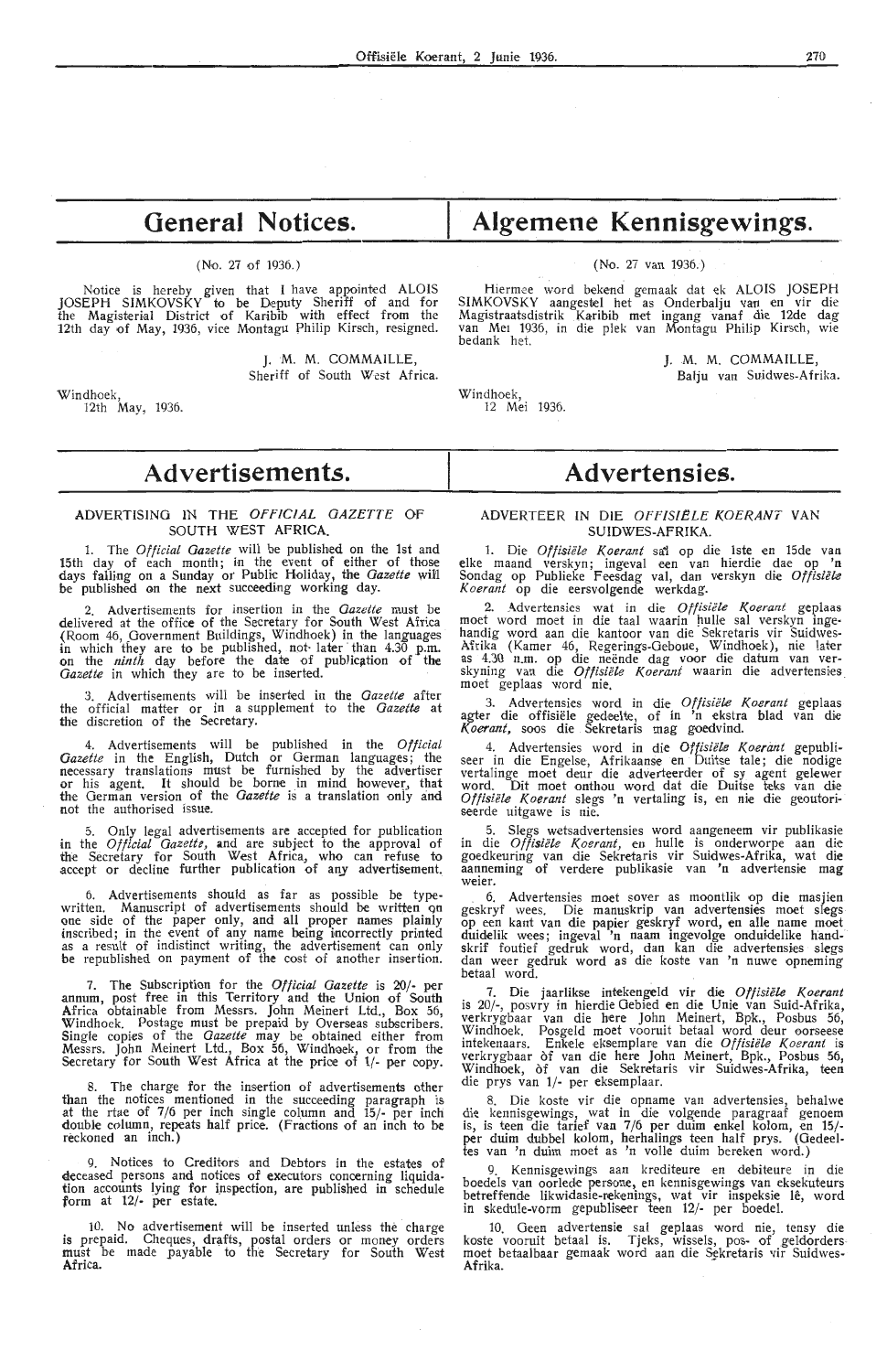# General Notices.

(No. 27 of 1936.)

Notice is hereby given that I have appointed ALOIS JOSEPH SIMKOVSKY to be Deputy Sheriff of and for the Magisterial District of Karibib with effect from the 12th day of May, 1936, vice Montagu Philip Kirsch, resigned.

J. M. M. COMMAILLE,
Sheriff of South West Africa.

Windhoek,
12th May, 1936.

# Algemene Kennisgewings.

(No. 27 van 1936.)

Hiermee word bekend gemaak dat ek ALOIS JOSEPH SIMKOVSKY aangestel het as Onderbalju van en vir die Magistraatsdistrik Karibib met ingang vanaf die 12de dag van Mei 1936, in die plek van Montagu Philip Kirsch, wie bedank het.

J. M. M. COMMAILLE,
Balju van Suidwes-Afrika.

Windhoek,
12 Mei 1936.

# Advertisements.

ADVERTISING IN THE *OFFICIAL GAZETTE* OF SOUTH WEST AFRICA.

1. The *Official Gazette* will be published on the 1st and 15th day of each month; in the event of either of those days falling on a Sunday or Public Holiday, the *Gazette* will be published on the next succeeding working day.

2. Advertisements for insertion in the *Gazette* must be delivered at the office of the Secretary for South West Africa (Room 46, Government Buildings, Windhoek) in the languages in which they are to be published, not later than 4.30 p.m. on the *ninth* day before the date of publication of the *Gazette* in which they are to be inserted.

3. Advertisements will be inserted in the *Gazette* after the official matter or in a supplement to the *Gazette* at the discretion of the Secretary.

4. Advertisements will be published in the *Official Gazette* in the English, Dutch or German languages; the necessary translations must be furnished by the advertiser or his agent. It should be borne in mind however, that the German version of the *Gazette* is a translation only and not the authorised issue.

5. Only legal advertisements are accepted for publication in the *Official Gazette*, and are subject to the approval of the Secretary for South West Africa, who can refuse to accept or decline further publication of any advertisement.

6. Advertisements should as far as possible be typewritten. Manuscript of advertisements should be written on one side of the paper only, and all proper names plainly inscribed; in the event of any name being incorrectly printed as a result of indistinct writing, the advertisement can only be republished on payment of the cost of another insertion.

7. The Subscription for the *Official Gazette* is 20/- per annum, post free in this Territory and the Union of South Africa obtainable from Messrs. John Meinert Ltd., Box 56, Windhoek. Postage must be prepaid by Overseas subscribers. Single copies of the *Gazette* may be obtained either from Messrs. John Meinert Ltd., Box 56, Windhoek, or from the Secretary for South West Africa at the price of 1/- per copy.

8. The charge for the insertion of advertisements other than the notices mentioned in the succeeding paragraph is at the rtae of 7/6 per inch single column and 15/- per inch double column, repeats half price. (Fractions of an inch to be reckoned an inch.)

9. Notices to Creditors and Debtors in the estates of deceased persons and notices of executors concerning liquidation accounts lying for inspection, are published in schedule form at 12/- per estate.

10. No advertisement will be inserted unless the charge is prepaid. Cheques, drafts, postal orders or money orders must be made payable to the Secretary for South West Africa.

# Advertensies.

ADVERTEER IN DIE *OFFISIËLE KOERANT* VAN SUIDWES-AFRIKA.

1. Die *Offisiële Koerant* sal op die 1ste en 15de van elke maand verskyn; ingeval een van hierdie dae op 'n Sondag op Publieke Feesdag val, dan verskyn die *Offisiële Koerant* op die eersvolgende werkdag.

2. Advertensies wat in die *Offisiële Koerant* geplaas moet word moet in die taal waarin hulle sal verskyn ingehandig word aan die kantoor van die Sekretaris vir Suidwes-Afrika (Kamer 46, Regerings-Geboue, Windhoek), nie later as 4.30 n.m. op die neënde dag voor die datum van verskyning van die *Offisiële Koerant* waarin die advertensies moet geplaas word nie.

3. Advertensies word in die *Offisiële Koerant* geplaas agter die offisiële gedeelte, of in 'n ekstra blad van die *Koerant*, soos die Sekretaris mag goedvind.

4. Advertensies word in die *Offisiële Koerant* gepubliseer in die Engelse, Afrikaanse en Duitse tale; die nodige vertalinge moet deur die adverteerder of sy agent gelewer word. Dit moet onthou word dat die Duitse teks van die *Offisiële Koerant* slegs 'n vertaling is, en nie die geoutoriseerde uitgawe is nie.

5. Slegs wetsadvertensies word aangeneem vir publikasie in die *Offisiële Koerant*, en hulle is onderworpe aan die goedkeuring van die Sekretaris vir Suidwes-Afrika, wat die aanneming of verdere publikasie van 'n advertensie mag weier.

6. Advertensies moet sover as moontlik op die masjien geskryf wees. Die manuskrip van advertensies moet slegs op een kant van die papier geskryf word, en alle name moet duidelik wees; ingeval 'n naam ingevolge onduidelike handskrif foutief gedruk word, dan kan die advertensies slegs dan weer gedruk word as die koste van 'n nuwe opneming betaal word.

7. Die jaarlikse intekengeld vir die *Offisiële Koerant* is 20/-, posvry in hierdie Gebied en die Unie van Suid-Afrika, verkrygbaar van die here John Meinert, Bpk., Posbus 56, Windhoek. Posgeld moet vooruit betaal word deur oorseese intekenaars. Enkele eksemplare van die *Offisiële Koerant* is verkrygbaar òf van die here John Meinert, Bpk., Posbus 56, Windhoek, òf van die Sekretaris vir Suidwes-Afrika, teen die prys van 1/- per eksemplaar.

8. Die koste vir die opname van advertensies, behalwe die kennisgewings, wat in die volgende paragraaf genoem is, is teen die tarief van 7/6 per duim enkel kolom, en 15/- per duim dubbel kolom, herhalings teen half prys. (Gedeeltes van 'n duim moet as 'n volle duim bereken word.)

9. Kennisgewings aan krediteure en debiteure in die boedels van oorlede persone, en kennisgewings van eksekuteurs betreffende likwidasie-rekenings, wat vir inspeksie lê, word in skedule-vorm gepubliseer teen 12/- per boedel.

10. Geen advertensie sal geplaas word nie, tensy die koste vooruit betaal is. Tjeks, wissels, pos- of geldorders moet betaalbaar gemaak word aan die Sekretaris vir Suidwes-Afrika.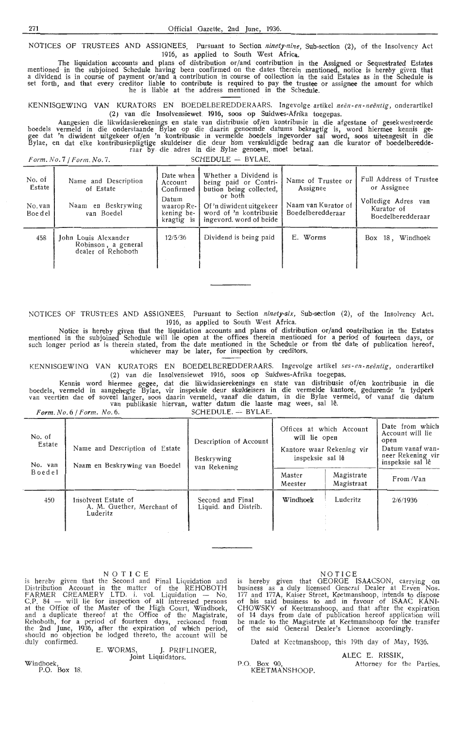NOTICES OF TRUSTEES AND ASSIGNEES. Pursuant to Section *ninety-nine,* Sub-section (2), of the Insolvency Act 1916, as applied to South West Africa.

The liquidation accounts and plans of distribution or/and contribution in the Assigned or Sequestrated Estates mentioned in the subjoined Schedule having been confirmed on the dates therein mentioned, notice is hereby given that a dividend is in course of payment or/and a contribution in course of collection in the said Estates as in the Schedule is set forth, and that every creditor liable to contribute is required to pay the trustee or assignee the amount for which he is liable at the address mentioned in the Schedule.

KENNISGEWING VAN KURATORS EN BOEDELBEREDDERAARS. Ingevolge artikel *neën-en-neëntig,* onderartikel (2) van die Insolvensiewet 1916, soos op Suidwes-Afrika toegepas.

Aangesien die likwidasierekenings en state van distribusie of/en kontribusie in die afgestane of gesekwestreerde boedels vermeld in die onderstaande Bylae op die daarin genoemde datums bekragtig is, word hiermee kennis gegee dat 'n diwident uitgekeer of/en 'n kontribusie in vermelde boedels ingevorder sal word, soos uiteengesit in die Bylae, en dat elke kontribusiepligtige skuldeiser die deur hom verskuldigde bedrag aan die kurator of boedelberedderaar by die adres in die Bylae genoem, moet betaal.

*Form. No. 7 / Form. No. 7.* SCHEDULE — BYLAE.

| No. of Estate / No. van Boedel | Name and Description of Estate / Naam en Beskrywing van Boedel | Date when Account Confirmed / Datum waarop Rekening bekragtig is | Whether a Dividend is being paid or Contribution being collected, or both / Of 'n diwident uitgekeer word of 'n kontribusie ingevord. word of beide | Name of Trustee or Assignee / Naam van Kurator of Boedelberedderaar | Full Address of Trustee or Assignee / Volledige Adres van Kurator of Boedelberedderaar |
|---|---|---|---|---|---|
| 458 | John Louis Alexander Robinson, a general dealer of Rehoboth | 12/5/36 | Dividend is being paid | E. Worms | Box 18, Windhoek |

NOTICES OF TRUSTEES AND ASSIGNEES. Pursuant to Section *ninety-six,* Sub-section (2), of the Insolvency Act. 1916, as applied to South West Africa.

Notice is hereby given that the liquidation accounts and plans of distribution or/and contribution in the Estates mentioned in the subjoined Schedule will lie open at the offices therein mentioned for a period of fourteen days, or such longer period as is therein stated, from the date mentioned in the Schedule or from the date of publication hereof, whichever may be later, for inspection by creditors.

KENNISGEWING VAN KURATORS EN BOEDELBEREDDERAARS. Ingevolge artikel *ses-en-neëntig,* onderartikel (2) van die Insolvensiewet 1916, soos op Suidwes-Afrika toegepas.

Kennis word hiermee gegee, dat die likwidasierekenings en state van distribusie of/en kontribusie in die boedels, vermeld in aangehegte Bylae, vir inspeksie deur skuldeisers in die vermelde kantore, gedurende 'n tydperk van veertien dae of soveel langer, soos daarin vermeld, vanaf die datum, in die Bylae vermeld, of vanaf die datum van publikasie hiervan, watter datum die laaste mag wees, sal lê.

*Form. No. 6 / Form. No. 6.* SCHEDULE. — BYLAE.

| No. of Estate / No. van Boedel | Name and Description of Estate / Naam en Beskrywing van Boedel | Description of Account / Beskrywing van Rekening | Offices at which Account will lie open / Kantore waar Rekening vir inspeksie sal lê | | Date from which Account will lie open / Datum vanaf wanneer Rekening vir inspeksie sal lê |
|---|---|---|---|---|---|
| | | | Master / Meester | Magistrate / Magistraat | From / Van |
| 450 | Insolvent Estate of A. M. Guether, Merchant of Luderitz | Second and Final Liquid. and Distrib. | Windhoek | Luderitz | 2/6/1936 |

NOTICE

is hereby given that the Second and Final Liquidation and Distribution Account in the matter of the REHOBOTH FARMER CREAMERY LTD. i. vol. Liquidation — No. C.P. 84 — will lie for inspection of all interested persons at the Office of the Master of the High Court, Windhoek, and a duplicate thereof at the Office of the Magistrate, Rehoboth, for a period of fourteen days, reckoned from the 2nd June, 1936, after the expiration of which period, should no objection be lodged thereto, the account will be duly confirmed.

E. WORMS, J. PRIFLINGER,
Joint Liquidators.

Windhoek,
P.O. Box 18.

NOTICE

is hereby given that GEORGE ISAACSON, carrying on business as a duly licensed General Dealer at Erven Nos. 177 and 177A, Kaiser Street, Keetmanshoop, intends to dispose of his said business to and in favour of ISAAC KANICHOWSKY of Keetmanshoop, and that after the expiration of 14 days from date of publication hereof application will be made to the Magistrate at Keetmanshoop for the transfer of the said General Dealer's Licence accordingly.

Dated at Keetmanshoop, this 19th day of May, 1936.

ALEC E. RISSIK,
Attorney for the Parties.

P.O. Box 90,
KEETMANSHOOP.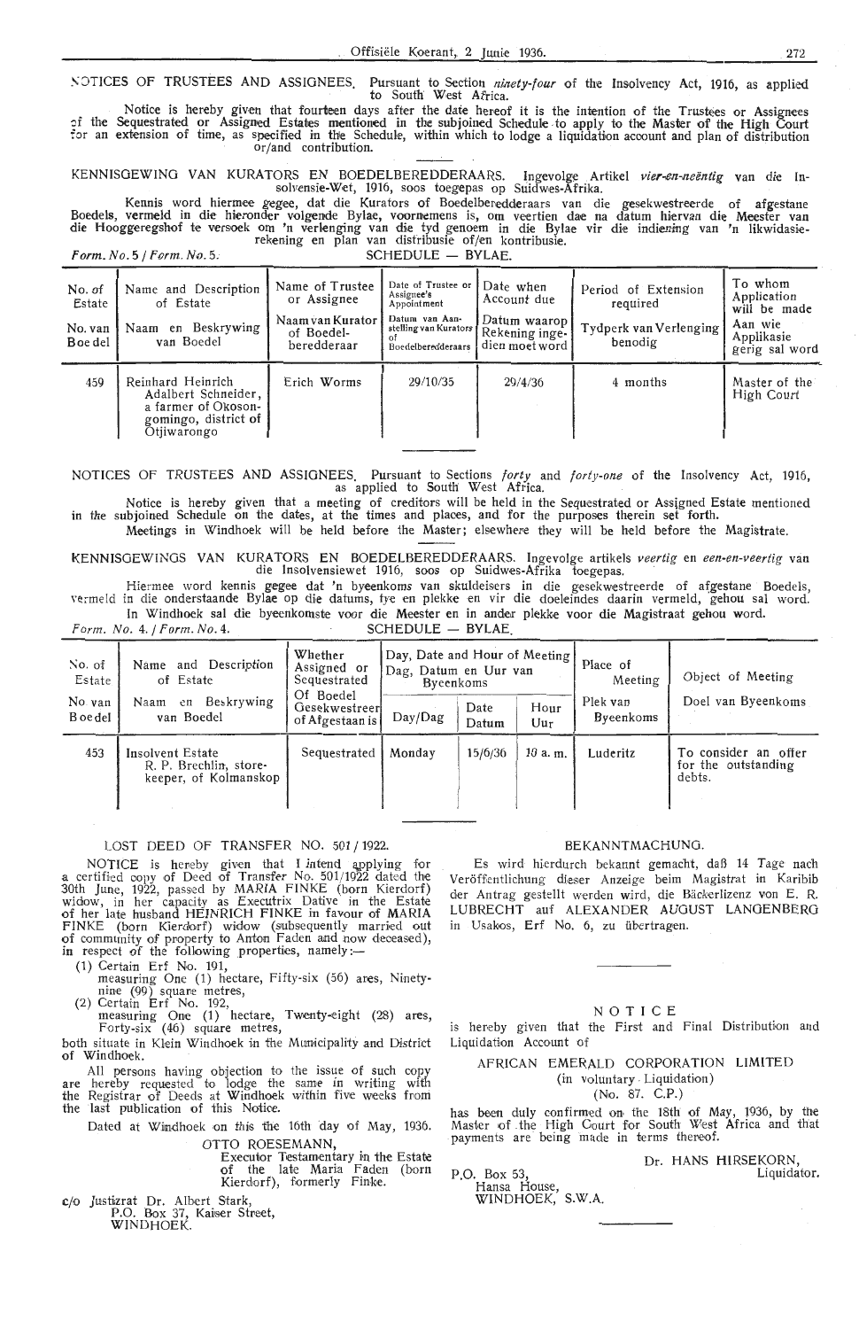NOTICES OF TRUSTEES AND ASSIGNEES. Pursuant to Section *ninety-four* of the Insolvency Act, 1916, as applied to South West Africa.

Notice is hereby given that fourteen days after the date hereof it is the intention of the Trustees or Assignees of the Sequestrated or Assigned Estates mentioned in the subjoined Schedule to apply to the Master of the High Court for an extension of time, as specified in the Schedule, within which to lodge a liquidation account and plan of distribution or/and contribution.

KENNISGEWING VAN KURATORS EN BOEDELBEREDDERAARS. Ingevolge Artikel *vier-en-neëntig* van die Insolvensie-Wet, 1916, soos toegepas op Suidwes-Afrika.

Kennis word hiermee gegee, dat die Kurators of Boedelberedderaars van die gesekwestreerde of afgestane Boedels, vermeld in die hieronder volgende Bylae, voornemens is, om veertien dae na datum hiervan die Meester van die Hooggeregshof te versoek om 'n verlenging van die tyd genoem in die Bylae vir die indiening van 'n likwidasierekening en plan van distribusie of/en kontribusie.

*Form. No.* 5 / *Form. No.* 5. SCHEDULE — BYLAE.

| No. of Estate / No. van Boedel | Name and Description of Estate / Naam en Beskrywing van Boedel | Name of Trustee or Assignee / Naam van Kurator of Boedel-beredderaar | Date of Trustee or Assignee's Appointment / Datum van Aanstelling van Kurators of Boedelberedderaars | Date when Account due / Datum waarop Rekening ingedien moet word | Period of Extension required / Tydperk van Verlenging benodig | To whom Application will be made / Aan wie Applikasie gerig sal word |
|---|---|---|---|---|---|---|
| 459 | Reinhard Heinrich Adalbert Schneider, a farmer of Okosongomingo, district of Otjiwarongo | Erich Worms | 29/10/35 | 29/4/36 | 4 months | Master of the High Court |

NOTICES OF TRUSTEES AND ASSIGNEES. Pursuant to Sections *forty* and *forty-one* of the Insolvency Act, 1916, as applied to South West Africa.

Notice is hereby given that a meeting of creditors will be held in the Sequestrated or Assigned Estate mentioned in the subjoined Schedule on the dates, at the times and places, and for the purposes therein set forth.

Meetings in Windhoek will be held before the Master; elsewhere they will be held before the Magistrate.

KENNISGEWINGS VAN KURATORS EN BOEDELBEREDDERAARS. Ingevolge artikels *veertig* en *een-en-veertig* van die Insolvensiewet 1916, soos op Suidwes-Afrika toegepas.

Hiermee word kennis gegee dat 'n byeenkoms van skuldeisers in die gesekwestreerde of afgestane Boedels, vermeld in die onderstaande Bylae op die datums, tye en plekke en vir die doeleindes daarin vermeld, gehou sal word.

In Windhoek sal die byeenkomste voor die Meester en in ander plekke voor die Magistraat gehou word.

*Form. No.* 4. / *Form. No.* 4. SCHEDULE — BYLAE.

| No. of Estate / No van Boedel | Name and Description of Estate / Naam en Beskrywing van Boedel | Whether Assigned or Sequestrated / Of Boedel Gesekwestreer of Afgestaan is | Day, Date and Hour of Meeting / Dag, Datum en Uur van Byeenkoms | | | Place of Meeting / Plek van Byeenkoms | Object of Meeting / Doel van Byeenkoms |
|---|---|---|---|---|---|---|---|
| | | | Day/Dag | Date / Datum | Hour / Uur | | |
| 453 | Insolvent Estate R. P. Brechlin, storekeeper, of Kolmanskop | Sequestrated | Monday | 15/6/36 | 10 a. m. | Luderitz | To consider an offer for the outstanding debts. |

LOST DEED OF TRANSFER NO. 501/1922.

NOTICE is hereby given that I intend applying for a certified copy of Deed of Transfer No. 501/1922 dated the 30th June, 1922, passed by MARIA FINKE (born Kierdorf) widow, in her capacity as Executrix Dative in the Estate of her late husband HEINRICH FINKE in favour of MARIA FINKE (born Kierdorf) widow (subsequently married out of community of property to Anton Faden and now deceased), in respect of the following properties, namely:—

(1) Certain Erf No. 191, measuring One (1) hectare, Fifty-six (56) ares, Ninety-nine (99) square metres,

(2) Certain Erf No. 192, measuring One (1) hectare, Twenty-eight (28) ares, Forty-six (46) square metres,

both situate in Klein Windhoek in the Municipality and District of Windhoek.

All persons having objection to the issue of such copy are hereby requested to lodge the same in writing with the Registrar of Deeds at Windhoek within five weeks from the last publication of this Notice.

Dated at Windhoek on this the 16th day of May, 1936.

OTTO ROESEMANN,
Executor Testamentary in the Estate of the late Maria Faden (born Kierdorf), formerly Finke.

c/o Justizrat Dr. Albert Stark,
P.O. Box 37, Kaiser Street,
WINDHOEK.

BEKANNTMACHUNG.

Es wird hierdurch bekannt gemacht, daß 14 Tage nach Veröffentlichung dieser Anzeige beim Magistrat in Karibib der Antrag gestellt werden wird, die Bäckerlizenz von E. R. LUBRECHT auf ALEXANDER AUGUST LANGENBERG in Usakos, Erf No. 6, zu übertragen.

NOTICE

is hereby given that the First and Final Distribution and Liquidation Account of

AFRICAN EMERALD CORPORATION LIMITED
(in voluntary Liquidation)
(No. 87. C.P.)

has been duly confirmed on the 18th of May, 1936, by the Master of the High Court for South West Africa and that payments are being made in terms thereof.

Dr. HANS HIRSEKORN,
Liquidator.

P.O. Box 53,
Hansa House,
WINDHOEK, S.W.A.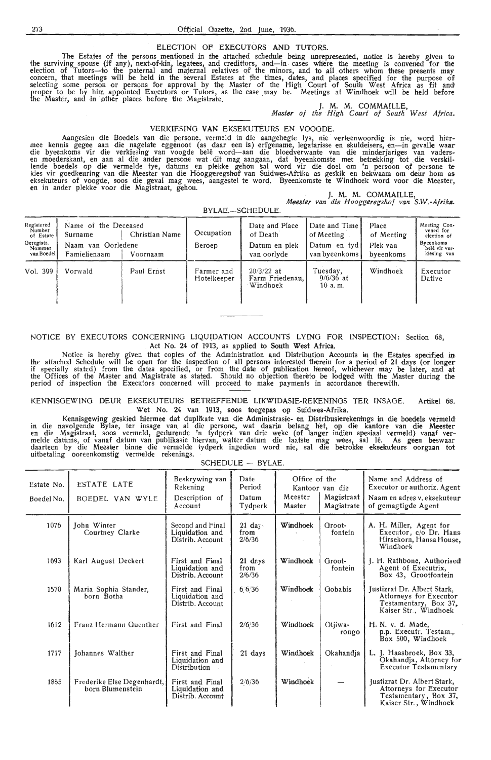## ELECTION OF EXECUTORS AND TUTORS.

The Estates of the persons mentioned in the attached schedule being unrepresented, notice is hereby given to the surviving spouse (if any), next-of-kin, legatees, and credittors, and—in cases where the meeting is convened for the election of Tutors—to the paternal and maternal relatives of the minors, and to all others whom these presents may concern, that meetings will be held in the several Estates at the times, dates, and places specified for the purpose of selecting some person or persons for approval by the Master of the High Court of South West Africa as fit and proper to be by him appointed Executors or Tutors, as the case may be. Meetings at Windhoek will be held before the Master, and in other places before the Magistrate.

J. M. M. COMMAILLE,
*Master of the High Court of South West Africa.*

## VERKIESING VAN EKSEKUTEURS EN VOOGDE.

Aangesien die Boedels van die persone, vermeld in die aangehegte lys, nie verteenwoordig is nie, word hiermee kennis gegee aan die nagelate eggenoot (as daar een is) erfgename, legatarisse en skuldeisers, en—in gevalle waar die byeenkoms vir die verkiesing van voogde belê word—aan die bloedverwante van die minderjariges van vadersen moederskant, en aan al die ander persone wat dit mag aangaan, dat byeenkomste met betrekking tot die verskillende boedels op die vermelde tye, datums en plekke gehou sal word vir die doel om 'n persoon of persone te kies vir goedkeuring van die Meester van die Hooggeregshof van Suidwes-Afrika as geskik en bekwaam om deur hom as eksekuteurs of voogde, soos die geval mag wees, aangestel te word. Byeenkomste te Windhoek word voor die Meester, en in ander plekke voor die Magistraat, gehou.

J. M. M. COMMAILLE,
*Meester van die Hooggeregshof van S.W.-Afrika.*

BYLAE.—SCHEDULE.

| Regisiered Number of Estate / Geregistr. Nommer van Boedel | Name of the Deceased / Naam van Oorledene — Surname / Famielienaam | Christian Name / Voornaam | Occupation / Beroep | Date and Place of Death / Datum en plek van oorlyde | Date and Time of Meeting / Datum en tyd van byeenkoms | Place of Meeting / Plek van byeenkoms | Meeting Convened for election of / Byeenkoms belê vir verkiesing van |
|---|---|---|---|---|---|---|---|
| Vol. 399 | Vorwald | Paul Ernst | Farmer and Hotelkeeper | 20/3/22 at Farm Friedenau, Windhoek | Tuesday, 9/6/36 at 10 a.m. | Windhoek | Executor Dative |

## NOTICE BY EXECUTORS CONCERNING LIQUIDATION ACCOUNTS LYING FOR INSPECTION: Section 68, Act No. 24 of 1913, as applied to South West Africa.

Notice is hereby given that copies of the Administration and Distribution Accounts in the Estates specified in the attached Schedule will be open for the inspection of all persons interested therein for a period of 21 days (or longer if specially stated) from the dates specified, or from the date of publication hereof, whichever may be later, and at the Offices of the Master and Magistrate as stated. Should no objection thereto be lodged with the Master during the period of inspection the Executors concerned will proceed to make payments in accordance therewith.

## KENNISGEWING DEUR EKSEKUTEURS BETREFFENDE LIKWIDASIE-REKENINGS TER INSAGE. Artikel 68. Wet No. 24 van 1913, soos toegepas op Suidwes-Afrika.

Kennisgewing geskied hiermee dat duplikate van die Administrasie- en Distribusierekenings in die boedels vermeld in die navolgende Bylae, ter insage van al die persone, wat daarin belang het, op die kantore van die Meester en die Magistraat, soos vermeld, gedurende 'n tydperk van drie weke (of langer indien spesiaal vermeld) vanaf vermelde datums, of vanaf datum van publikasie hiervan, watter datum die laatste mag wees, sal lê. As geen beswaar daarteen by die Meester binne die vermelde tydperk ingedien word nie, sal die betrokke eksekuteurs oorgaan tot uitbetaling ooreenkomstig vermelde rekenings.

SCHEDULE — BYLAE.

| Estate No. / Boedel No. | ESTATE LATE / BOEDEL VAN WYLE | Beskrywing van Rekening / Description of Account | Date Period / Datum Tydperk | Office of the / Kantoor van die — Meester / Master | Magistraat / Magistrate | Name and Address of Executor or authoriz. Agent / Naam en adres v. eksekuteur of gemagtigde Agent |
|---|---|---|---|---|---|---|
| 1076 | John Winter Courtney Clarke | Second and Final Liquidation and Distrib. Account | 21 days from 2/6/36 | Windhoek | Grootfontein | A. H. Miller, Agent for Executor, c/o Dr. Hans Hirsekorn, Hansa House, Windhoek |
| 1693 | Karl August Deckert | First and Final Liquidation and Distrib. Account | 21 days from 2/6/36 | Windhoek | Grootfontein | J. H. Rathbone, Authorised Agent of Executrix, Box 43, Grootfontein |
| 1570 | Maria Sophia Stander, born Botha | First and Final Liquidation and Distrib. Account | 6.6.36 | Windhoek | Gobabis | Justizrat Dr. Albert Stark, Attorneys for Executor Testamentary, Box 37, Kaiser Str., Windhoek |
| 1612 | Franz Hermann Guenther | First and Final | 2/6/36 | Windhoek | Otjiwarongo | H. N. v. d. Made, p.p. Executr. Testam., Box 500, Windhoek |
| 1717 | Johannes Walther | First and Final Liquidation and Distribution | 21 days | Windhoek | Okahandja | L. J. Haasbroek, Box 33, Okahandja, Attorney for Executor Testamentary |
| 1855 | Frederike Else Degenhardt, born Blumenstein | First and Final Liquidation and Distrib. Account | 2/6/36 | Windhoek | — | Justizrat Dr. Albert Stark, Attorneys for Executor Testamentary, Box 37, Kaiser Str., Windhoek |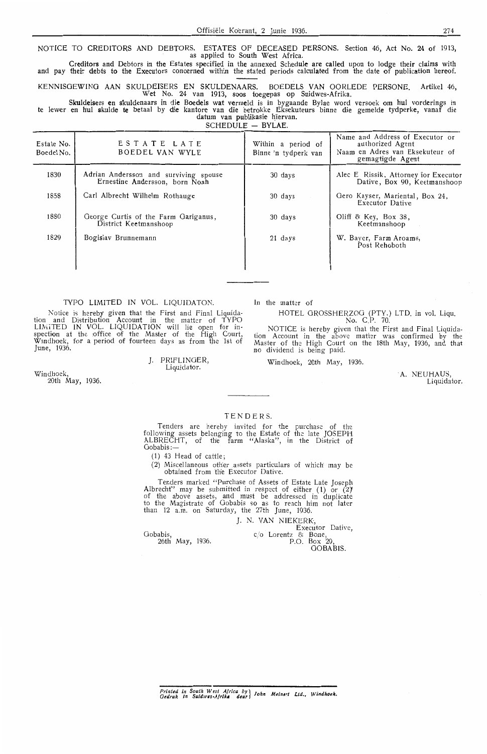NOTICE TO CREDITORS AND DEBTORS. ESTATES OF DECEASED PERSONS. Section 46, Act No. 24 of 1913, as applied to South West Africa.

Creditors and Debtors in the Estates specified in the annexed Schedule are called upon to lodge their claims with and pay their debts to the Executors concerned within the stated periods calculated from the date of publication hereof.

KENNISGEWING AAN SKULDEISERS EN SKULDENAARS. BOEDELS VAN OORLEDE PERSONE. Artikel 46, Wet No. 24 van 1913, soos toegepas op Suidwes-Afrika.

Skuldeisers en skuldenaars in die Boedels wat vermeld is in bygaande Bylae word versoek om hul vorderings in te lewer en hul skulde te betaal by die kantore van die betrokke Eksekuteurs binne die gemelde tydperke, vanaf die datum van publikasie hiervan.

SCHEDULE — BYLAE.

| Estate No. Boedel No. | ESTATE LATE BOEDEL VAN WYLE | Within a period of Binne 'n tydperk van | Name and Address of Executor or authorized Agent Naam en Adres van Eksekuteur of gemagtigde Agent |
|---|---|---|---|
| 1830 | Adrian Andersson and surviving spouse Ernestine Andersson, born Noah | 30 days | Alec E Rissik, Attorney for Executor Dative, Box 90, Keetmanshoop |
| 1858 | Carl Albrecht Wilhelm Rothauge | 30 days | Gero Kayser, Mariental, Box 24, Executor Dative |
| 1880 | George Curtis of the Farm Gariganus, District Keetmanshoop | 30 days | Oliff & Key, Box 38, Keetmanshoop |
| 1829 | Bogislav Brunnemann | 21 days | W. Bayer, Farm Aroams, Post Rehoboth |

TYPO LIMITED IN VOL. LIQUIDATON.

Notice is hereby given that the First and Final Liquidation and Distribution Account in the matter of TYPO LIMITED IN VOL. LIQUIDATION will lie open for inspection at the office of the Master of the High Court, Windhoek, for a period of fourteen days as from the 1st of June, 1936.

J. PRIFLINGER,
Liquidator.

Windhoek,
20th May, 1936.

In the matter of

HOTEL GROSSHERZOG (PTY.) LTD. in vol. Liqu. No. C.P. 70.

NOTICE is hereby given that the First and Final Liquidation Account in the above matter was confirmed by the Master of the High Court on the 18th May, 1936, and that no dividend is being paid.

Windhoek, 20th May, 1936.

A. NEUHAUS,
Liquidator.

TENDERS.

Tenders are hereby invited for the purchase of the following assets belonging to the Estate of the late JOSEPH ALBRECHT, of the farm "Alaska", in the District of Gobabis:—

(1) 43 Head of cattle;

(2) Miscellaneous other assets particulars of which may be obtained from the Executor Dative.

Tenders marked "Purchase of Assets of Estate Late Joseph Albrecht" may be submitted in respect of either (1) or (2) of the above assets, and must be addressed in duplicate to the Magistrate of Gobabis so as to reach him not later than 12 a.m. on Saturday, the 27th June, 1936.

J. N. VAN NIEKERK,
Executor Dative,
c/o Lorentz & Bone,
P.O. Box 29,
GOBABIS.

Gobabis,
26th May, 1936.

*Printed in South West Africa by / Gedruk in Suidwes-Afrika deur* *John Meinert Ltd., Windhoek.*